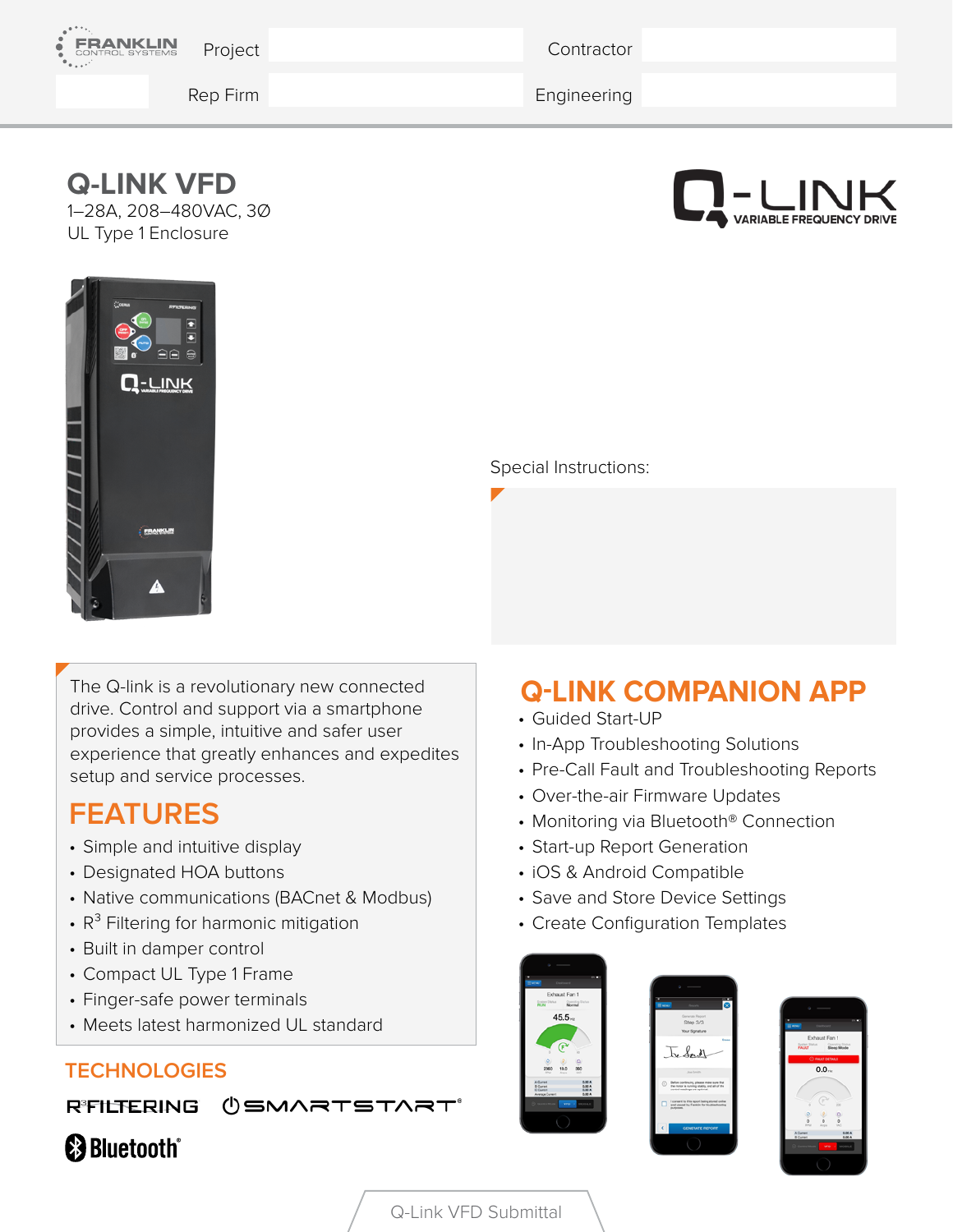FRANKLIN CONTROL SYSTEMS

| Project | | Contractor | |
|---|---|---|---|
| Rep Firm | | Engineering | |

# Q-LINK VFD

1–28A, 208–480VAC, 3Ø
UL Type 1 Enclosure

Q-LINK VARIABLE FREQUENCY DRIVE

Special Instructions:

The Q-link is a revolutionary new connected drive. Control and support via a smartphone provides a simple, intuitive and safer user experience that greatly enhances and expedites setup and service processes.

## FEATURES

- Simple and intuitive display
- Designated HOA buttons
- Native communications (BACnet & Modbus)
- $R^3$ Filtering for harmonic mitigation
- Built in damper control
- Compact UL Type 1 Frame
- Finger-safe power terminals
- Meets latest harmonized UL standard

## TECHNOLOGIES

$R^3$FILTERING SMARTSTART®

Bluetooth®

## Q-LINK COMPANION APP

- Guided Start-UP
- In-App Troubleshooting Solutions
- Pre-Call Fault and Troubleshooting Reports
- Over-the-air Firmware Updates
- Monitoring via Bluetooth® Connection
- Start-up Report Generation
- iOS & Android Compatible
- Save and Store Device Settings
- Create Configuration Templates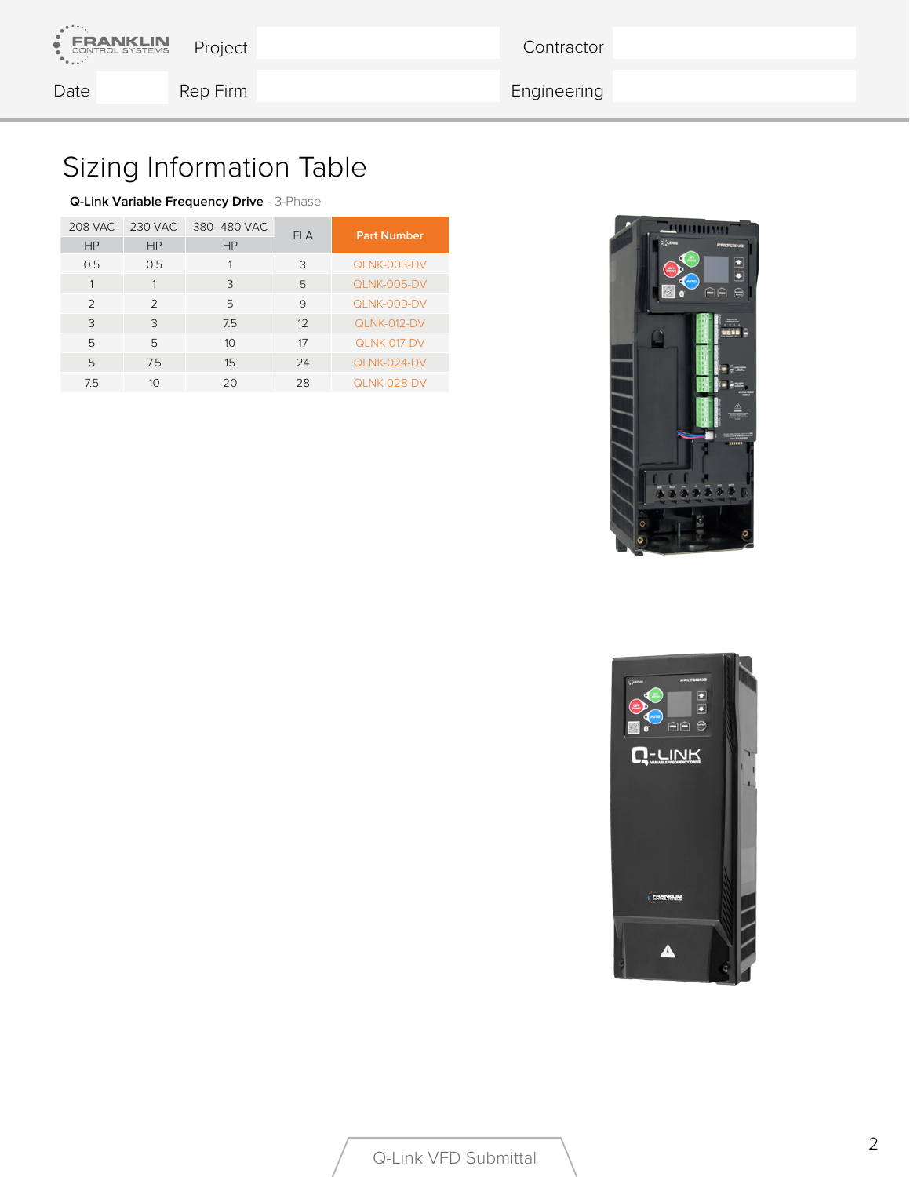| Project | | Contractor | |
|---|---|---|---|
| Date | | Rep Firm | |
| Engineering | | | |

# Sizing Information Table

**Q-Link Variable Frequency Drive** - 3-Phase

| 208 VAC | 230 VAC | 380–480 VAC | FLA | Part Number |
|---|---|---|---|---|
| HP | HP | HP | | |
| 0.5 | 0.5 | 1 | 3 | QLNK-003-DV |
| 1 | 1 | 3 | 5 | QLNK-005-DV |
| 2 | 2 | 5 | 9 | QLNK-009-DV |
| 3 | 3 | 7.5 | 12 | QLNK-012-DV |
| 5 | 5 | 10 | 17 | QLNK-017-DV |
| 5 | 7.5 | 15 | 24 | QLNK-024-DV |
| 7.5 | 10 | 20 | 28 | QLNK-028-DV |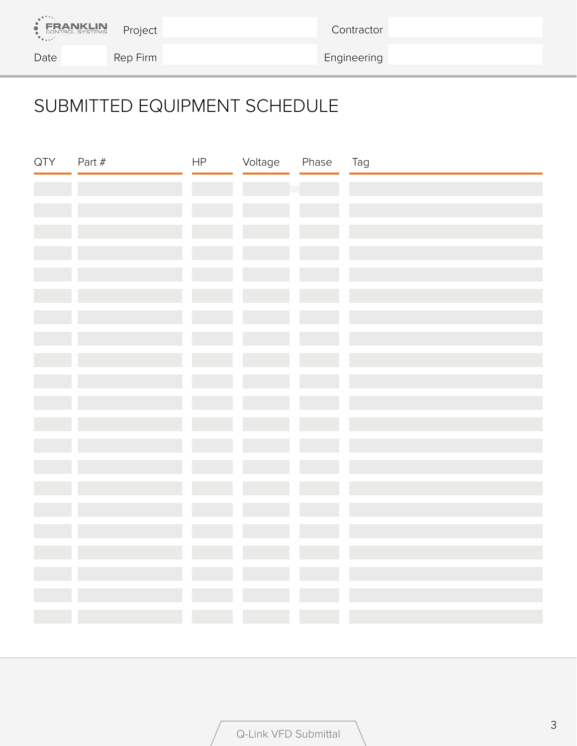Project | Contractor
Date | Rep Firm | Engineering

| Project | | Contractor | |
| --- | --- | --- | --- |
| Date | | | |
| Rep Firm | | Engineering | |

# SUBMITTED EQUIPMENT SCHEDULE

| QTY | Part # | HP | Voltage | Phase | Tag |
| --- | --- | --- | --- | --- | --- |
| | | | | | |
| | | | | | |
| | | | | | |
| | | | | | |
| | | | | | |
| | | | | | |
| | | | | | |
| | | | | | |
| | | | | | |
| | | | | | |
| | | | | | |
| | | | | | |
| | | | | | |
| | | | | | |
| | | | | | |
| | | | | | |
| | | | | | |
| | | | | | |
| | | | | | |
| | | | | | |
| | | | | | |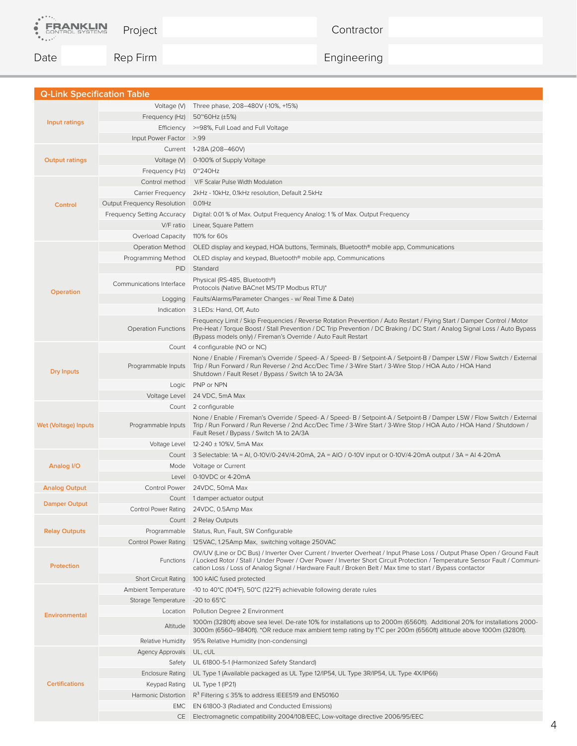Project | Contractor
Date | Rep Firm | Engineering

## Q-Link Specification Table

| | | |
|---|---|---|
| Input ratings | Voltage (V) | Three phase, 208–480V (-10%, +15%) |
| | Frequency (Hz) | 50~60Hz (±5%) |
| | Efficiency | >=98%, Full Load and Full Voltage |
| | Input Power Factor | >.99 |
| Output ratings | Current | 1-28A (208–460V) |
| | Voltage (V) | 0-100% of Supply Voltage |
| | Frequency (Hz) | 0~240Hz |
| Control | Control method | V/F Scalar Pulse Width Modulation |
| | Carrier Frequency | 2kHz - 10kHz, 0.1kHz resolution, Default 2.5kHz |
| | Output Frequency Resolution | 0.01Hz |
| | Frequency Setting Accuracy | Digital: 0.01 % of Max. Output Frequency Analog: 1 % of Max. Output Frequency |
| | V/F ratio | Linear, Square Pattern |
| | Overload Capacity | 110% for 60s |
| Operation | Operation Method | OLED display and keypad, HOA buttons, Terminals, Bluetooth® mobile app, Communications |
| | Programming Method | OLED display and keypad, Bluetooth® mobile app, Communications |
| | PID | Standard |
| | Communications Interface | Physical (RS-485, Bluetooth®) Protocols (Native BACnet MS/TP Modbus RTU)" |
| | Logging | Faults/Alarms/Parameter Changes - w/ Real Time & Date) |
| | Indication | 3 LEDs: Hand, Off, Auto |
| | Operation Functions | Frequency Limit / Skip Frequencies / Reverse Rotation Prevention / Auto Restart / Flying Start / Damper Control / Motor Pre-Heat / Torque Boost / Stall Prevention / DC Trip Prevention / DC Braking / DC Start / Analog Signal Loss / Auto Bypass (Bypass models only) / Fireman's Override / Auto Fault Restart |
| Dry Inputs | Count | 4 configurable (NO or NC) |
| | Programmable Inputs | None / Enable / Fireman's Override / Speed- A / Speed- B / Setpoint-A / Setpoint-B / Damper LSW / Flow Switch / External Trip / Run Forward / Run Reverse / 2nd Acc/Dec Time / 3-Wire Start / 3-Wire Stop / HOA Auto / HOA Hand Shutdown / Fault Reset / Bypass / Switch 1A to 2A/3A |
| | Logic | PNP or NPN |
| | Voltage Level | 24 VDC, 5mA Max |
| Wet (Voltage) Inputs | Count | 2 configurable |
| | Programmable Inputs | None / Enable / Fireman's Override / Speed- A / Speed- B / Setpoint-A / Setpoint-B / Damper LSW / Flow Switch / External Trip / Run Forward / Run Reverse / 2nd Acc/Dec Time / 3-Wire Start / 3-Wire Stop / HOA Auto / HOA Hand / Shutdown / Fault Reset / Bypass / Switch 1A to 2A/3A |
| | Voltage Level | 12-240 ± 10%V, 5mA Max |
| Analog I/O | Count | 3 Selectable: 1A = AI, 0-10V/0-24V/4-20mA, 2A = AIO / 0-10V input or 0-10V/4-20mA output / 3A = AI 4-20mA |
| | Mode | Voltage or Current |
| | Level | 0-10VDC or 4-20mA |
| Analog Output | Control Power | 24VDC, 50mA Max |
| Damper Output | Count | 1 damper actuator output |
| | Control Power Rating | 24VDC, 0.5Amp Max |
| Relay Outputs | Count | 2 Relay Outputs |
| | Programmable | Status, Run, Fault, SW Configurable |
| | Control Power Rating | 125VAC, 1.25Amp Max, switching voltage 250VAC |
| Protection | Functions | OV/UV (Line or DC Bus) / Inverter Over Current / Inverter Overheat / Input Phase Loss / Output Phase Open / Ground Fault / Locked Rotor / Stall / Under Power / Over Power / Inverter Short Circuit Protection / Temperature Sensor Fault / Communication Loss / Loss of Analog Signal / Hardware Fault / Broken Belt / Max time to start / Bypass contactor |
| | Short Circuit Rating | 100 kAIC fused protected |
| Environmental | Ambient Temperature | -10 to 40°C (104°F), 50°C (122°F) achievable following derate rules |
| | Storage Temperature | -20 to 65°C |
| | Location | Pollution Degree 2 Environment |
| | Altitude | 1000m (3280ft) above sea level. De-rate 10% for installations up to 2000m (6560ft). Additional 20% for installations 2000-3000m (6560–9840ft). *OR reduce max ambient temp rating by 1°C per 200m (6560ft) altitude above 1000m (3280ft). |
| | Relative Humidity | 95% Relative Humidity (non-condensing) |
| Certifications | Agency Approvals | UL, cUL |
| | Safety | UL 61800-5-1 (Harmonized Safety Standard) |
| | Enclosure Rating | UL Type 1 (Available packaged as UL Type 12/IP54, UL Type 3R/IP54, UL Type 4X/IP66) |
| | Keypad Rating | UL Type 1 (IP21) |
| | Harmonic Distortion | $R^3$ Filtering ≤ 35% to address IEEE519 and EN50160 |
| | EMC | EN 61800-3 (Radiated and Conducted Emissions) |
| | CE | Electromagnetic compatibility 2004/108/EEC, Low-voltage directive 2006/95/EEC |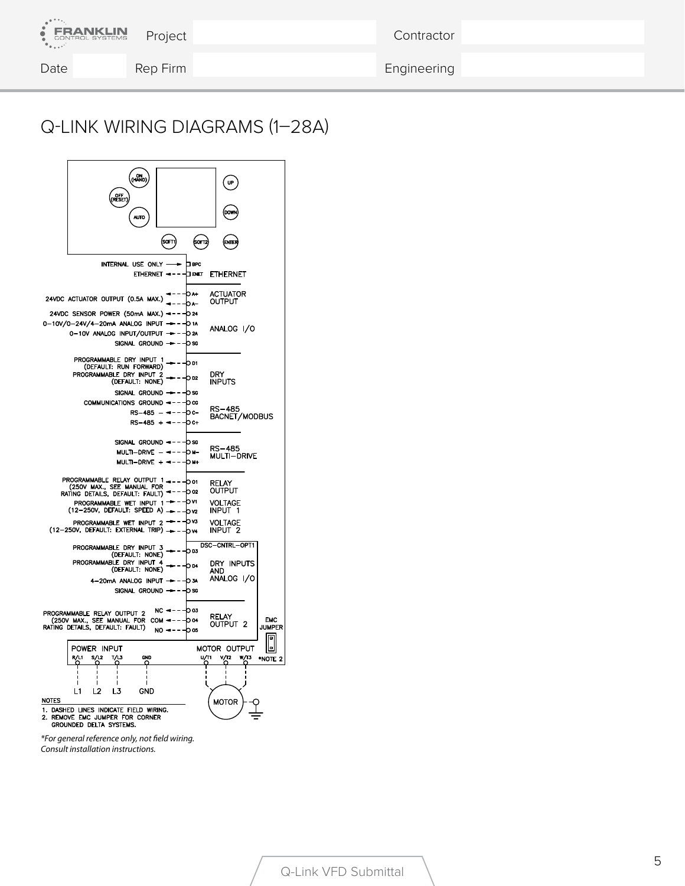| Project | | Contractor | |
|---|---|---|---|
| **Date** | **Rep Firm** | | **Engineering** |

# Q-LINK WIRING DIAGRAMS (1–28A)

INTERNAL USE ONLY — BPC
ETHERNET — ENET — ETHERNET

24VDC ACTUATOR OUTPUT (0.5A MAX.) — A+, A– — ACTUATOR OUTPUT

24VDC SENSOR POWER (50mA MAX.) — 24
0–10V/0–24V/4–20mA ANALOG INPUT — 1A
0–10V ANALOG INPUT/OUTPUT — 2A
SIGNAL GROUND — SG
ANALOG I/O

PROGRAMMABLE DRY INPUT 1 (DEFAULT: RUN FORWARD) — D1
PROGRAMMABLE DRY INPUT 2 (DEFAULT: NONE) — D2
SIGNAL GROUND — SG
DRY INPUTS

COMMUNICATIONS GROUND — CG
RS–485 – — C–
RS–485 + — C+
RS–485 BACNET/MODBUS

SIGNAL GROUND — SG
MULTI–DRIVE – — M–
MULTI–DRIVE + — M+
RS–485 MULTI–DRIVE

PROGRAMMABLE RELAY OUTPUT 1 (250V MAX., SEE MANUAL FOR RATING DETAILS, DEFAULT: FAULT) — O1, O2 — RELAY OUTPUT

PROGRAMMABLE WET INPUT 1 (12–250V, DEFAULT: SPEED A) — V1, V2 — VOLTAGE INPUT 1

PROGRAMMABLE WET INPUT 2 (12–250V, DEFAULT: EXTERNAL TRIP) — V3, V4 — VOLTAGE INPUT 2

DSC–CNTRL–OPT1

PROGRAMMABLE DRY INPUT 3 (DEFAULT: NONE) — D3
PROGRAMMABLE DRY INPUT 4 (DEFAULT: NONE) — D4
4–20mA ANALOG INPUT — 3A
SIGNAL GROUND — SG
DRY INPUTS AND ANALOG I/O

PROGRAMMABLE RELAY OUTPUT 2 (250V MAX., SEE MANUAL FOR RATING DETAILS, DEFAULT: FAULT) — NC O3, COM O4, NO O5 — RELAY OUTPUT 2

EMC JUMPER

POWER INPUT: R/L1, S/L2, T/L3, GND — L1, L2, L3, GND

MOTOR OUTPUT: U/T1, V/T2, W/T3 — MOTOR — *NOTE 2

NOTES
1. DASHED LINES INDICATE FIELD WIRING.
2. REMOVE EMC JUMPER FOR CORNER GROUNDED DELTA SYSTEMS.

*For general reference only, not field wiring. Consult installation instructions.*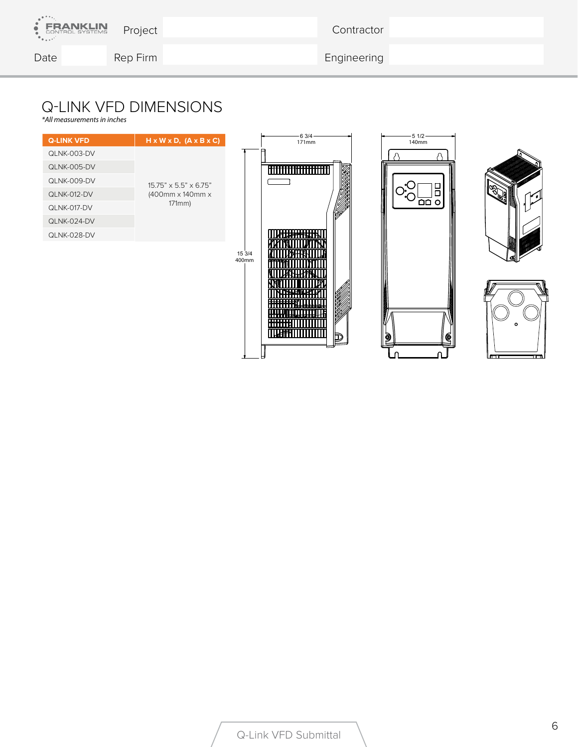| Project | | Contractor | |
|---|---|---|---|
| Date | | Rep Firm | | Engineering | |

# Q-LINK VFD DIMENSIONS

*\*All measurements in inches*

| Q-LINK VFD | H x W x D, (A x B x C) |
|---|---|
| QLNK-003-DV | 15.75" x 5.5" x 6.75" (400mm x 140mm x 171mm) |
| QLNK-005-DV | |
| QLNK-009-DV | |
| QLNK-012-DV | |
| QLNK-017-DV | |
| QLNK-024-DV | |
| QLNK-028-DV | |

6 3/4
171mm

5 1/2
140mm

15 3/4
400mm